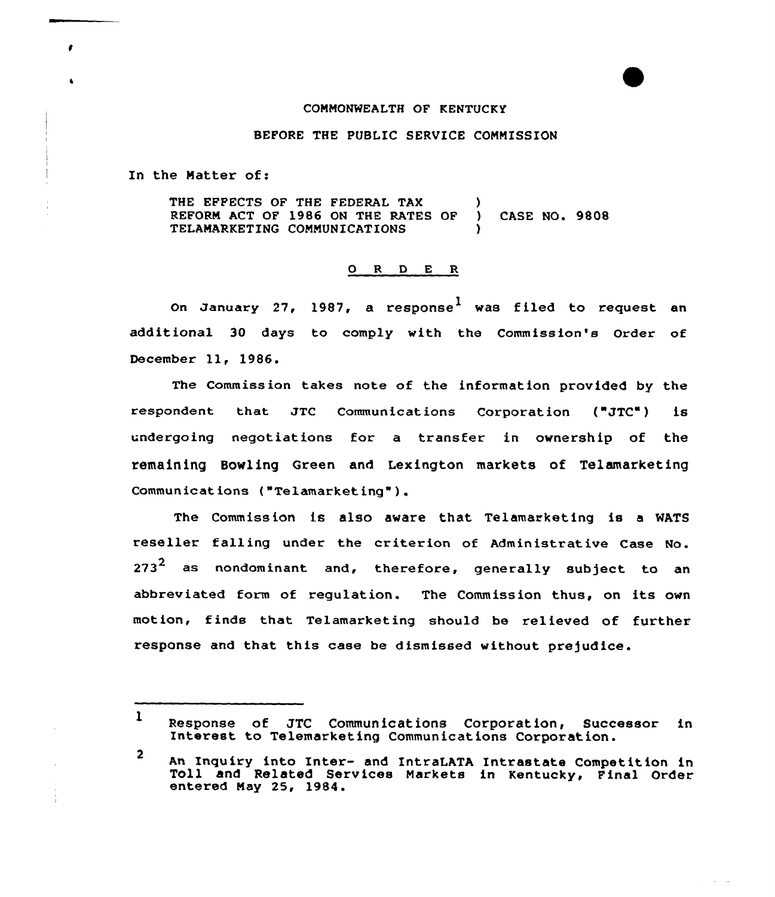COMMONWEALTH OF KENTUCKY

BEFORE THE PUBLIC SERVICE COMMISSION

In the Matter of:

THE EFFECTS OF THE FEDERAL TAX REFORM ACT OF 1986 ON THE RATES OF TELAMARKETING COMMUNICATIONS ) CASE NO. 9808

O R D E R

On January 27, 1987, a response[1] was filed to request an additional 30 days to comply with the Commission's Order of December 11, 1986.

The Commission takes note of the information provided by the respondent that JTC Communications Corporation ("JTC") is undergoing negotiations for a transfer in ownership of the remaining Bowling Green and Lexington markets of Telamarketing Communications ("Telamarketing").

The Commission is also aware that Telamarketing is a WATS reseller falling under the criterion of Administrative Case No. 273[2] as nondominant and, therefore, generally subject to an abbreviated form of regulation. The Commission thus, on its own motion, finds that Telamarketing should be relieved of further response and that this case be dismissed without prejudice.

---

1 Response of JTC Communications Corporation, Successor in Interest to Telemarketing Communications Corporation.

2 An Inquiry into Inter- and IntraLATA Intrastate Competition in Toll and Related Services Markets in Kentucky, Final Order entered May 25, 1984.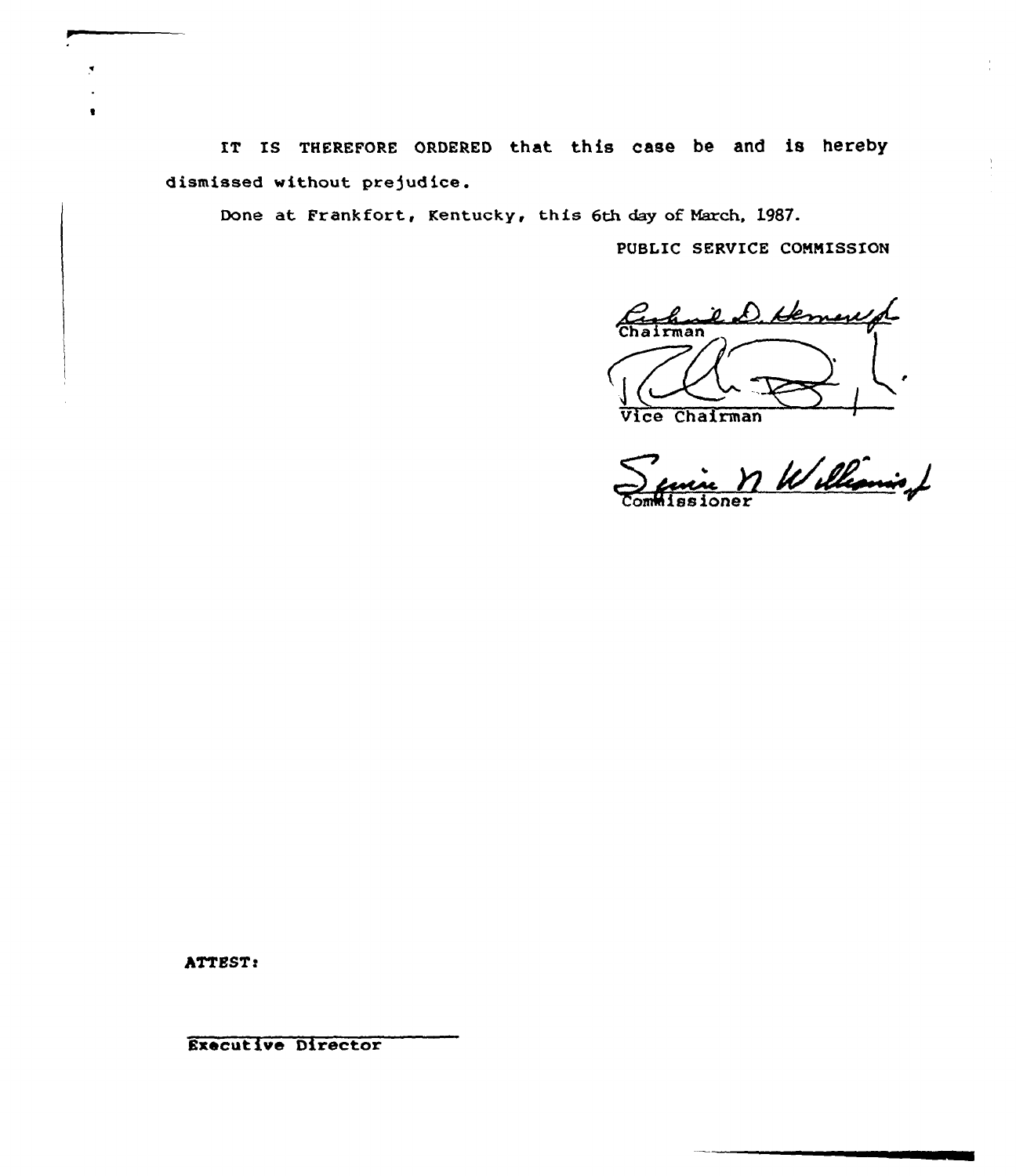IT IS THEREFORE ORDERED that this case be and is hereby dismissed without prejudice.

Done at Frankfort, Kentucky, this 6th day of March, 1987.

PUBLIC SERVICE COMMISSION

Chairman

Vice Chairman

Commissioner

ATTEST:

Executive Director